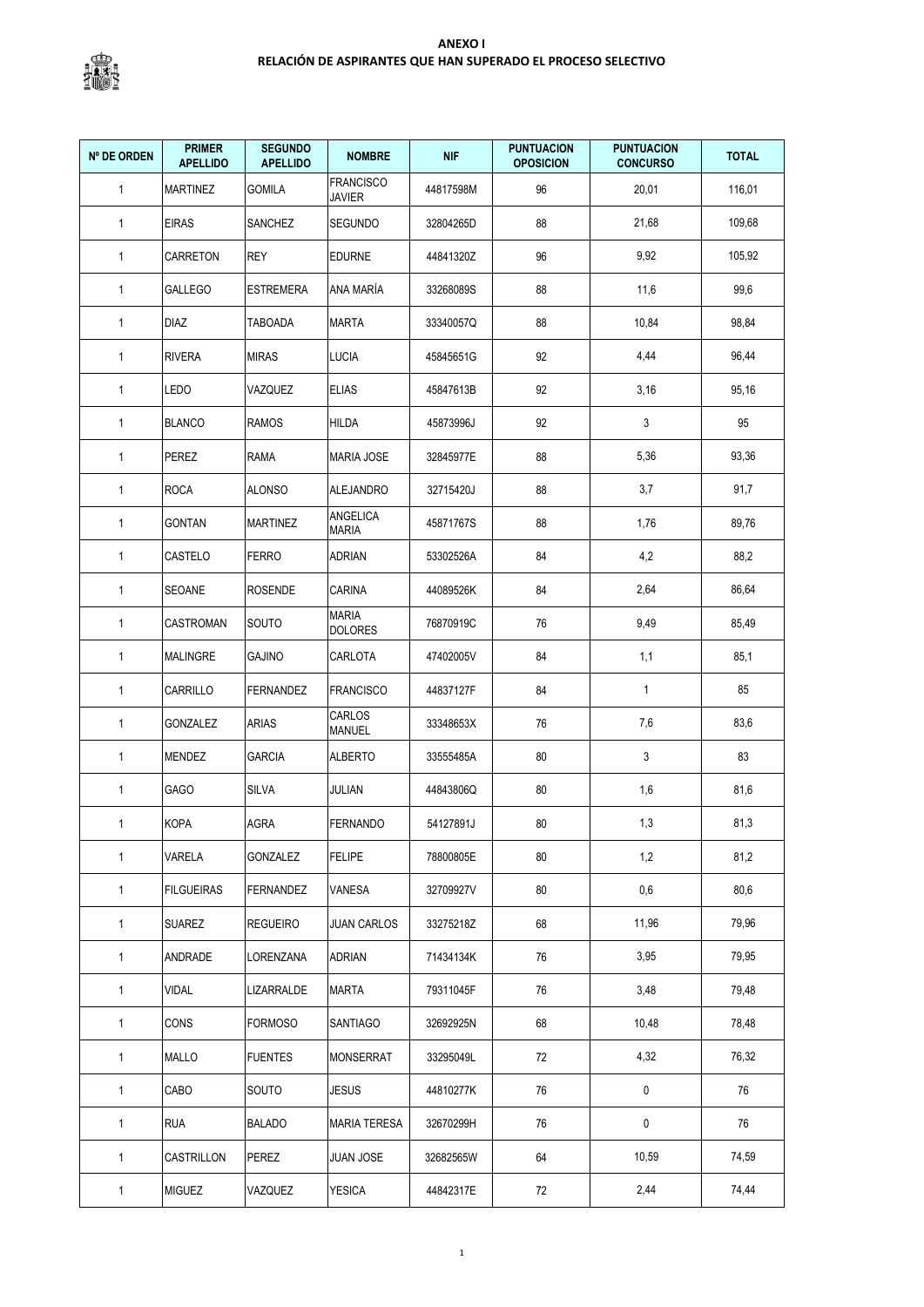**ANEXO I**

**RELACIÓN DE ASPIRANTES QUE HAN SUPERADO EL PROCESO SELECTIVO**

| Nº DE ORDEN | PRIMER APELLIDO | SEGUNDO APELLIDO | NOMBRE | NIF | PUNTUACION OPOSICION | PUNTUACION CONCURSO | TOTAL |
|---|---|---|---|---|---|---|---|
| 1 | MARTINEZ | GOMILA | FRANCISCO JAVIER | 44817598M | 96 | 20,01 | 116,01 |
| 1 | EIRAS | SANCHEZ | SEGUNDO | 32804265D | 88 | 21,68 | 109,68 |
| 1 | CARRETON | REY | EDURNE | 44841320Z | 96 | 9,92 | 105,92 |
| 1 | GALLEGO | ESTREMERA | ANA MARÍA | 33268089S | 88 | 11,6 | 99,6 |
| 1 | DIAZ | TABOADA | MARTA | 33340057Q | 88 | 10,84 | 98,84 |
| 1 | RIVERA | MIRAS | LUCIA | 45845651G | 92 | 4,44 | 96,44 |
| 1 | LEDO | VAZQUEZ | ELIAS | 45847613B | 92 | 3,16 | 95,16 |
| 1 | BLANCO | RAMOS | HILDA | 45873996J | 92 | 3 | 95 |
| 1 | PEREZ | RAMA | MARIA JOSE | 32845977E | 88 | 5,36 | 93,36 |
| 1 | ROCA | ALONSO | ALEJANDRO | 32715420J | 88 | 3,7 | 91,7 |
| 1 | GONTAN | MARTINEZ | ANGELICA MARIA | 45871767S | 88 | 1,76 | 89,76 |
| 1 | CASTELO | FERRO | ADRIAN | 53302526A | 84 | 4,2 | 88,2 |
| 1 | SEOANE | ROSENDE | CARINA | 44089526K | 84 | 2,64 | 86,64 |
| 1 | CASTROMAN | SOUTO | MARIA DOLORES | 76870919C | 76 | 9,49 | 85,49 |
| 1 | MALINGRE | GAJINO | CARLOTA | 47402005V | 84 | 1,1 | 85,1 |
| 1 | CARRILLO | FERNANDEZ | FRANCISCO | 44837127F | 84 | 1 | 85 |
| 1 | GONZALEZ | ARIAS | CARLOS MANUEL | 33348653X | 76 | 7,6 | 83,6 |
| 1 | MENDEZ | GARCIA | ALBERTO | 33555485A | 80 | 3 | 83 |
| 1 | GAGO | SILVA | JULIAN | 44843806Q | 80 | 1,6 | 81,6 |
| 1 | KOPA | AGRA | FERNANDO | 54127891J | 80 | 1,3 | 81,3 |
| 1 | VARELA | GONZALEZ | FELIPE | 78800805E | 80 | 1,2 | 81,2 |
| 1 | FILGUEIRAS | FERNANDEZ | VANESA | 32709927V | 80 | 0,6 | 80,6 |
| 1 | SUAREZ | REGUEIRO | JUAN CARLOS | 33275218Z | 68 | 11,96 | 79,96 |
| 1 | ANDRADE | LORENZANA | ADRIAN | 71434134K | 76 | 3,95 | 79,95 |
| 1 | VIDAL | LIZARRALDE | MARTA | 79311045F | 76 | 3,48 | 79,48 |
| 1 | CONS | FORMOSO | SANTIAGO | 32692925N | 68 | 10,48 | 78,48 |
| 1 | MALLO | FUENTES | MONSERRAT | 33295049L | 72 | 4,32 | 76,32 |
| 1 | CABO | SOUTO | JESUS | 44810277K | 76 | 0 | 76 |
| 1 | RUA | BALADO | MARIA TERESA | 32670299H | 76 | 0 | 76 |
| 1 | CASTRILLON | PEREZ | JUAN JOSE | 32682565W | 64 | 10,59 | 74,59 |
| 1 | MIGUEZ | VAZQUEZ | YESICA | 44842317E | 72 | 2,44 | 74,44 |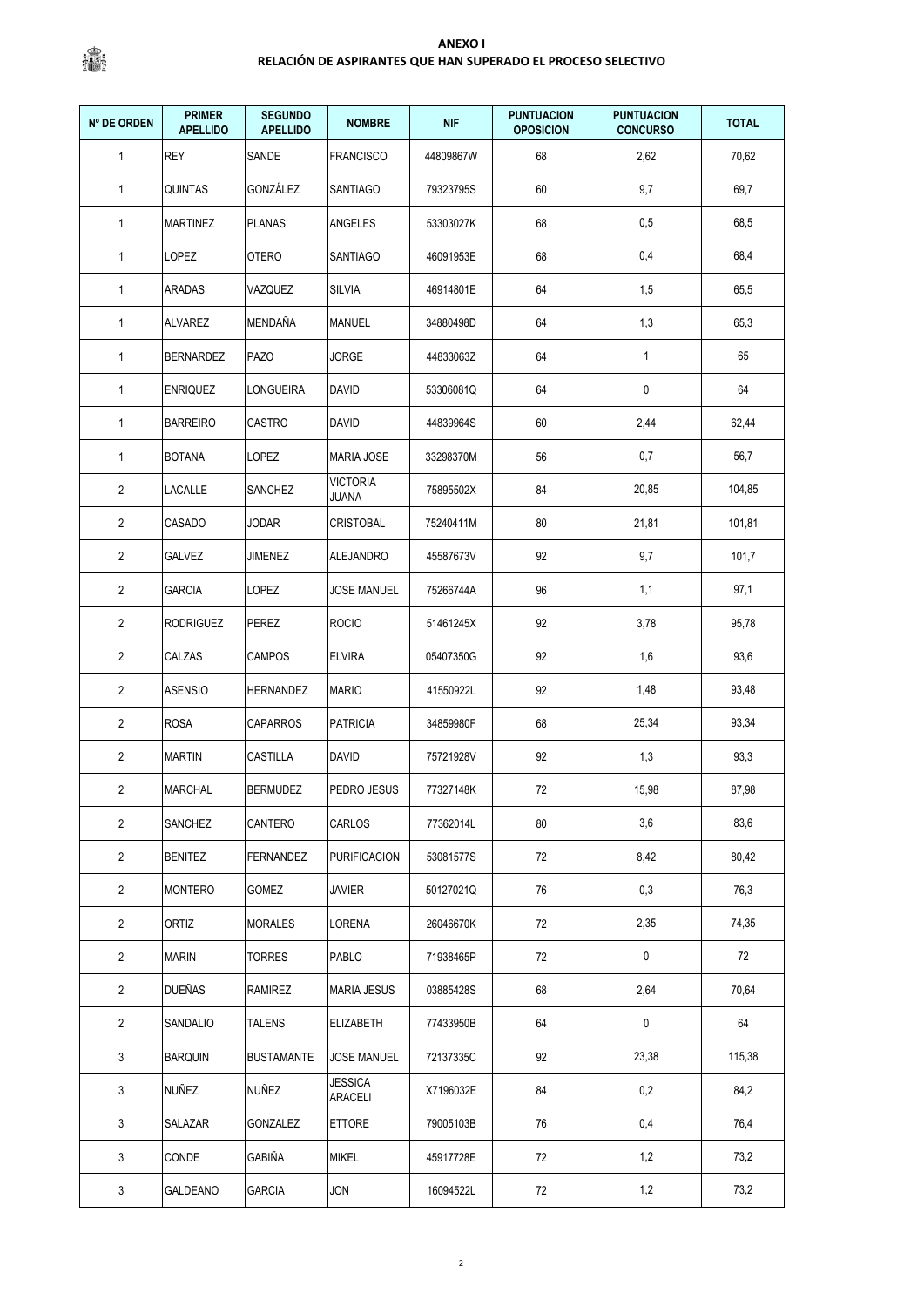**ANEXO I**

**RELACIÓN DE ASPIRANTES QUE HAN SUPERADO EL PROCESO SELECTIVO**

| Nº DE ORDEN | PRIMER APELLIDO | SEGUNDO APELLIDO | NOMBRE | NIF | PUNTUACION OPOSICION | PUNTUACION CONCURSO | TOTAL |
|---|---|---|---|---|---|---|---|
| 1 | REY | SANDE | FRANCISCO | 44809867W | 68 | 2,62 | 70,62 |
| 1 | QUINTAS | GONZÁLEZ | SANTIAGO | 79323795S | 60 | 9,7 | 69,7 |
| 1 | MARTINEZ | PLANAS | ANGELES | 53303027K | 68 | 0,5 | 68,5 |
| 1 | LOPEZ | OTERO | SANTIAGO | 46091953E | 68 | 0,4 | 68,4 |
| 1 | ARADAS | VAZQUEZ | SILVIA | 46914801E | 64 | 1,5 | 65,5 |
| 1 | ALVAREZ | MENDAÑA | MANUEL | 34880498D | 64 | 1,3 | 65,3 |
| 1 | BERNARDEZ | PAZO | JORGE | 44833063Z | 64 | 1 | 65 |
| 1 | ENRIQUEZ | LONGUEIRA | DAVID | 53306081Q | 64 | 0 | 64 |
| 1 | BARREIRO | CASTRO | DAVID | 44839964S | 60 | 2,44 | 62,44 |
| 1 | BOTANA | LOPEZ | MARIA JOSE | 33298370M | 56 | 0,7 | 56,7 |
| 2 | LACALLE | SANCHEZ | VICTORIA JUANA | 75895502X | 84 | 20,85 | 104,85 |
| 2 | CASADO | JODAR | CRISTOBAL | 75240411M | 80 | 21,81 | 101,81 |
| 2 | GALVEZ | JIMENEZ | ALEJANDRO | 45587673V | 92 | 9,7 | 101,7 |
| 2 | GARCIA | LOPEZ | JOSE MANUEL | 75266744A | 96 | 1,1 | 97,1 |
| 2 | RODRIGUEZ | PEREZ | ROCIO | 51461245X | 92 | 3,78 | 95,78 |
| 2 | CALZAS | CAMPOS | ELVIRA | 05407350G | 92 | 1,6 | 93,6 |
| 2 | ASENSIO | HERNANDEZ | MARIO | 41550922L | 92 | 1,48 | 93,48 |
| 2 | ROSA | CAPARROS | PATRICIA | 34859980F | 68 | 25,34 | 93,34 |
| 2 | MARTIN | CASTILLA | DAVID | 75721928V | 92 | 1,3 | 93,3 |
| 2 | MARCHAL | BERMUDEZ | PEDRO JESUS | 77327148K | 72 | 15,98 | 87,98 |
| 2 | SANCHEZ | CANTERO | CARLOS | 77362014L | 80 | 3,6 | 83,6 |
| 2 | BENITEZ | FERNANDEZ | PURIFICACION | 53081577S | 72 | 8,42 | 80,42 |
| 2 | MONTERO | GOMEZ | JAVIER | 50127021Q | 76 | 0,3 | 76,3 |
| 2 | ORTIZ | MORALES | LORENA | 26046670K | 72 | 2,35 | 74,35 |
| 2 | MARIN | TORRES | PABLO | 71938465P | 72 | 0 | 72 |
| 2 | DUEÑAS | RAMIREZ | MARIA JESUS | 03885428S | 68 | 2,64 | 70,64 |
| 2 | SANDALIO | TALENS | ELIZABETH | 77433950B | 64 | 0 | 64 |
| 3 | BARQUIN | BUSTAMANTE | JOSE MANUEL | 72137335C | 92 | 23,38 | 115,38 |
| 3 | NUÑEZ | NUÑEZ | JESSICA ARACELI | X7196032E | 84 | 0,2 | 84,2 |
| 3 | SALAZAR | GONZALEZ | ETTORE | 79005103B | 76 | 0,4 | 76,4 |
| 3 | CONDE | GABIÑA | MIKEL | 45917728E | 72 | 1,2 | 73,2 |
| 3 | GALDEANO | GARCIA | JON | 16094522L | 72 | 1,2 | 73,2 |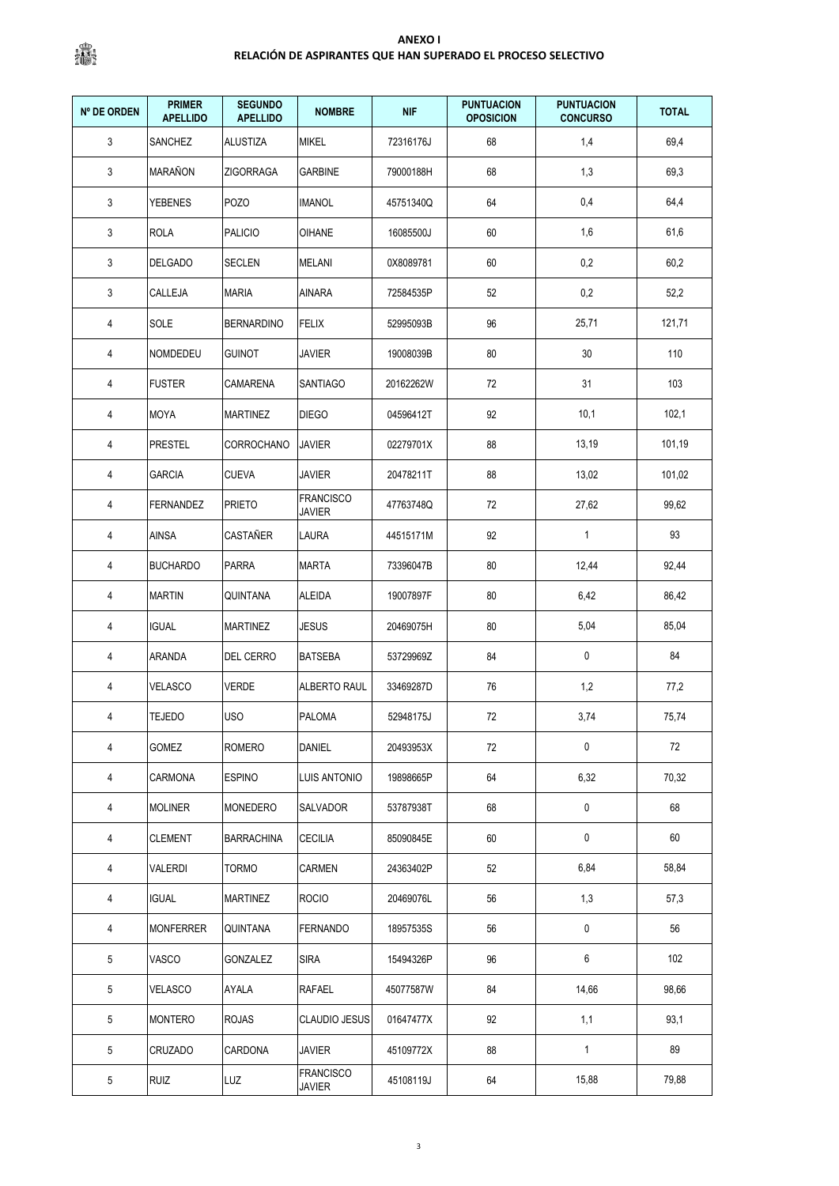**ANEXO I**
**RELACIÓN DE ASPIRANTES QUE HAN SUPERADO EL PROCESO SELECTIVO**

| Nº DE ORDEN | PRIMER APELLIDO | SEGUNDO APELLIDO | NOMBRE | NIF | PUNTUACION OPOSICION | PUNTUACION CONCURSO | TOTAL |
|---|---|---|---|---|---|---|---|
| 3 | SANCHEZ | ALUSTIZA | MIKEL | 72316176J | 68 | 1,4 | 69,4 |
| 3 | MARAÑON | ZIGORRAGA | GARBINE | 79000188H | 68 | 1,3 | 69,3 |
| 3 | YEBENES | POZO | IMANOL | 45751340Q | 64 | 0,4 | 64,4 |
| 3 | ROLA | PALICIO | OIHANE | 16085500J | 60 | 1,6 | 61,6 |
| 3 | DELGADO | SECLEN | MELANI | 0X8089781 | 60 | 0,2 | 60,2 |
| 3 | CALLEJA | MARIA | AINARA | 72584535P | 52 | 0,2 | 52,2 |
| 4 | SOLE | BERNARDINO | FELIX | 52995093B | 96 | 25,71 | 121,71 |
| 4 | NOMDEDEU | GUINOT | JAVIER | 19008039B | 80 | 30 | 110 |
| 4 | FUSTER | CAMARENA | SANTIAGO | 20162262W | 72 | 31 | 103 |
| 4 | MOYA | MARTINEZ | DIEGO | 04596412T | 92 | 10,1 | 102,1 |
| 4 | PRESTEL | CORROCHANO | JAVIER | 02279701X | 88 | 13,19 | 101,19 |
| 4 | GARCIA | CUEVA | JAVIER | 20478211T | 88 | 13,02 | 101,02 |
| 4 | FERNANDEZ | PRIETO | FRANCISCO JAVIER | 47763748Q | 72 | 27,62 | 99,62 |
| 4 | AINSA | CASTAÑER | LAURA | 44515171M | 92 | 1 | 93 |
| 4 | BUCHARDO | PARRA | MARTA | 73396047B | 80 | 12,44 | 92,44 |
| 4 | MARTIN | QUINTANA | ALEIDA | 19007897F | 80 | 6,42 | 86,42 |
| 4 | IGUAL | MARTINEZ | JESUS | 20469075H | 80 | 5,04 | 85,04 |
| 4 | ARANDA | DEL CERRO | BATSEBA | 53729969Z | 84 | 0 | 84 |
| 4 | VELASCO | VERDE | ALBERTO RAUL | 33469287D | 76 | 1,2 | 77,2 |
| 4 | TEJEDO | USO | PALOMA | 52948175J | 72 | 3,74 | 75,74 |
| 4 | GOMEZ | ROMERO | DANIEL | 20493953X | 72 | 0 | 72 |
| 4 | CARMONA | ESPINO | LUIS ANTONIO | 19898665P | 64 | 6,32 | 70,32 |
| 4 | MOLINER | MONEDERO | SALVADOR | 53787938T | 68 | 0 | 68 |
| 4 | CLEMENT | BARRACHINA | CECILIA | 85090845E | 60 | 0 | 60 |
| 4 | VALERDI | TORMO | CARMEN | 24363402P | 52 | 6,84 | 58,84 |
| 4 | IGUAL | MARTINEZ | ROCIO | 20469076L | 56 | 1,3 | 57,3 |
| 4 | MONFERRER | QUINTANA | FERNANDO | 18957535S | 56 | 0 | 56 |
| 5 | VASCO | GONZALEZ | SIRA | 15494326P | 96 | 6 | 102 |
| 5 | VELASCO | AYALA | RAFAEL | 45077587W | 84 | 14,66 | 98,66 |
| 5 | MONTERO | ROJAS | CLAUDIO JESUS | 01647477X | 92 | 1,1 | 93,1 |
| 5 | CRUZADO | CARDONA | JAVIER | 45109772X | 88 | 1 | 89 |
| 5 | RUIZ | LUZ | FRANCISCO JAVIER | 45108119J | 64 | 15,88 | 79,88 |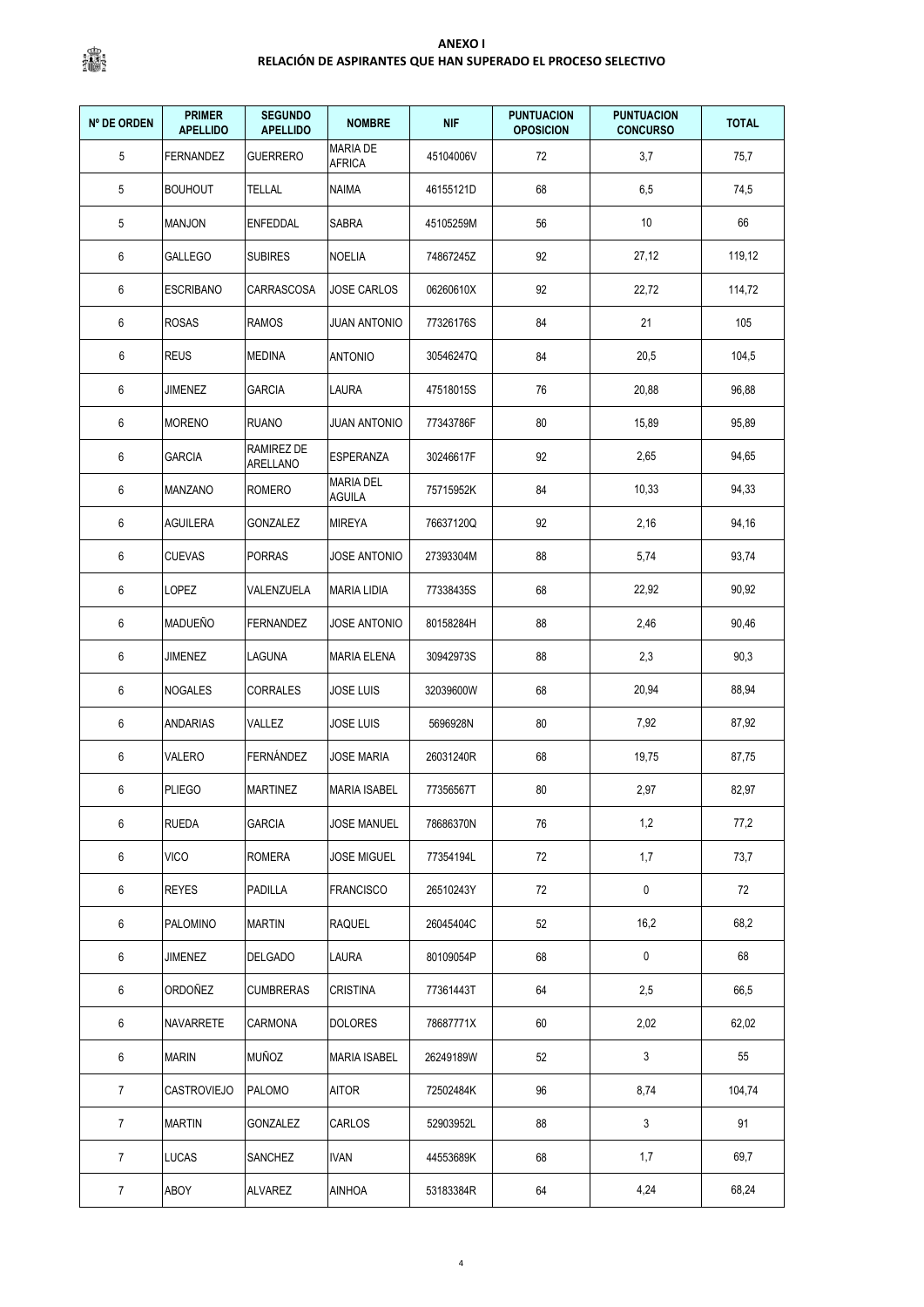**ANEXO I**

**RELACIÓN DE ASPIRANTES QUE HAN SUPERADO EL PROCESO SELECTIVO**

| Nº DE ORDEN | PRIMER APELLIDO | SEGUNDO APELLIDO | NOMBRE | NIF | PUNTUACION OPOSICION | PUNTUACION CONCURSO | TOTAL |
|---|---|---|---|---|---|---|---|
| 5 | FERNANDEZ | GUERRERO | MARIA DE AFRICA | 45104006V | 72 | 3,7 | 75,7 |
| 5 | BOUHOUT | TELLAL | NAIMA | 46155121D | 68 | 6,5 | 74,5 |
| 5 | MANJON | ENFEDDAL | SABRA | 45105259M | 56 | 10 | 66 |
| 6 | GALLEGO | SUBIRES | NOELIA | 74867245Z | 92 | 27,12 | 119,12 |
| 6 | ESCRIBANO | CARRASCOSA | JOSE CARLOS | 06260610X | 92 | 22,72 | 114,72 |
| 6 | ROSAS | RAMOS | JUAN ANTONIO | 77326176S | 84 | 21 | 105 |
| 6 | REUS | MEDINA | ANTONIO | 30546247Q | 84 | 20,5 | 104,5 |
| 6 | JIMENEZ | GARCIA | LAURA | 47518015S | 76 | 20,88 | 96,88 |
| 6 | MORENO | RUANO | JUAN ANTONIO | 77343786F | 80 | 15,89 | 95,89 |
| 6 | GARCIA | RAMIREZ DE ARELLANO | ESPERANZA | 30246617F | 92 | 2,65 | 94,65 |
| 6 | MANZANO | ROMERO | MARIA DEL AGUILA | 75715952K | 84 | 10,33 | 94,33 |
| 6 | AGUILERA | GONZALEZ | MIREYA | 76637120Q | 92 | 2,16 | 94,16 |
| 6 | CUEVAS | PORRAS | JOSE ANTONIO | 27393304M | 88 | 5,74 | 93,74 |
| 6 | LOPEZ | VALENZUELA | MARIA LIDIA | 77338435S | 68 | 22,92 | 90,92 |
| 6 | MADUEÑO | FERNANDEZ | JOSE ANTONIO | 80158284H | 88 | 2,46 | 90,46 |
| 6 | JIMENEZ | LAGUNA | MARIA ELENA | 30942973S | 88 | 2,3 | 90,3 |
| 6 | NOGALES | CORRALES | JOSE LUIS | 32039600W | 68 | 20,94 | 88,94 |
| 6 | ANDARIAS | VALLEZ | JOSE LUIS | 5696928N | 80 | 7,92 | 87,92 |
| 6 | VALERO | FERNÁNDEZ | JOSE MARIA | 26031240R | 68 | 19,75 | 87,75 |
| 6 | PLIEGO | MARTINEZ | MARIA ISABEL | 77356567T | 80 | 2,97 | 82,97 |
| 6 | RUEDA | GARCIA | JOSE MANUEL | 78686370N | 76 | 1,2 | 77,2 |
| 6 | VICO | ROMERA | JOSE MIGUEL | 77354194L | 72 | 1,7 | 73,7 |
| 6 | REYES | PADILLA | FRANCISCO | 26510243Y | 72 | 0 | 72 |
| 6 | PALOMINO | MARTIN | RAQUEL | 26045404C | 52 | 16,2 | 68,2 |
| 6 | JIMENEZ | DELGADO | LAURA | 80109054P | 68 | 0 | 68 |
| 6 | ORDOÑEZ | CUMBRERAS | CRISTINA | 77361443T | 64 | 2,5 | 66,5 |
| 6 | NAVARRETE | CARMONA | DOLORES | 78687771X | 60 | 2,02 | 62,02 |
| 6 | MARIN | MUÑOZ | MARIA ISABEL | 26249189W | 52 | 3 | 55 |
| 7 | CASTROVIEJO | PALOMO | AITOR | 72502484K | 96 | 8,74 | 104,74 |
| 7 | MARTIN | GONZALEZ | CARLOS | 52903952L | 88 | 3 | 91 |
| 7 | LUCAS | SANCHEZ | IVAN | 44553689K | 68 | 1,7 | 69,7 |
| 7 | ABOY | ALVAREZ | AINHOA | 53183384R | 64 | 4,24 | 68,24 |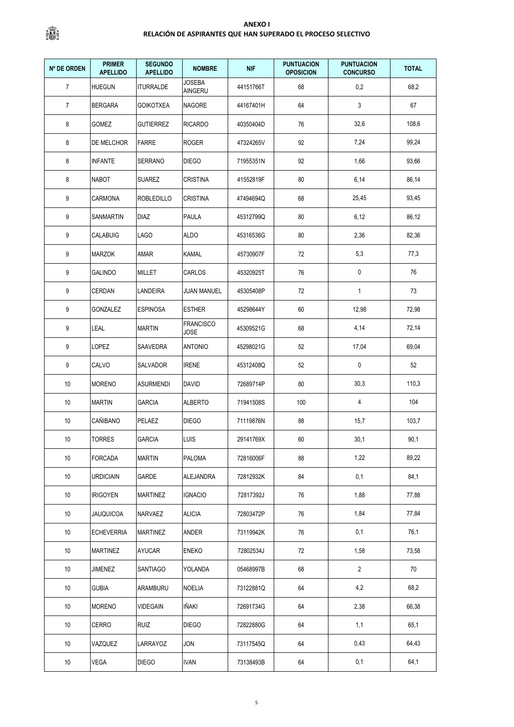**ANEXO I**

**RELACIÓN DE ASPIRANTES QUE HAN SUPERADO EL PROCESO SELECTIVO**

| Nº DE ORDEN | PRIMER APELLIDO | SEGUNDO APELLIDO | NOMBRE | NIF | PUNTUACION OPOSICION | PUNTUACION CONCURSO | TOTAL |
|---|---|---|---|---|---|---|---|
| 7 | HUEGUN | ITURRALDE | JOSEBA AINGERU | 44151766T | 68 | 0,2 | 68,2 |
| 7 | BERGARA | GOIKOTXEA | NAGORE | 44167401H | 64 | 3 | 67 |
| 8 | GOMEZ | GUTIERREZ | RICARDO | 40350404D | 76 | 32,6 | 108,6 |
| 8 | DE MELCHOR | FARRE | ROGER | 47324265V | 92 | 7,24 | 99,24 |
| 8 | INFANTE | SERRANO | DIEGO | 71955351N | 92 | 1,66 | 93,66 |
| 8 | NABOT | SUAREZ | CRISTINA | 41552819F | 80 | 6,14 | 86,14 |
| 9 | CARMONA | ROBLEDILLO | CRISTINA | 47494694Q | 68 | 25,45 | 93,45 |
| 9 | SANMARTIN | DIAZ | PAULA | 45312799Q | 80 | 6,12 | 86,12 |
| 9 | CALABUIG | LAGO | ALDO | 45316536G | 80 | 2,36 | 82,36 |
| 9 | MARZOK | AMAR | KAMAL | 45730907F | 72 | 5,3 | 77,3 |
| 9 | GALINDO | MILLET | CARLOS | 45320925T | 76 | 0 | 76 |
| 9 | CERDAN | LANDEIRA | JUAN MANUEL | 45305408P | 72 | 1 | 73 |
| 9 | GONZALEZ | ESPINOSA | ESTHER | 45298644Y | 60 | 12,98 | 72,98 |
| 9 | LEAL | MARTIN | FRANCISCO JOSE | 45309521G | 68 | 4,14 | 72,14 |
| 9 | LOPEZ | SAAVEDRA | ANTONIO | 45298021G | 52 | 17,04 | 69,04 |
| 9 | CALVO | SALVADOR | IRENE | 45312408Q | 52 | 0 | 52 |
| 10 | MORENO | ASURMENDI | DAVID | 72689714P | 80 | 30,3 | 110,3 |
| 10 | MARTIN | GARCIA | ALBERTO | 71941508S | 100 | 4 | 104 |
| 10 | CAÑIBANO | PELAEZ | DIEGO | 71119876N | 88 | 15,7 | 103,7 |
| 10 | TORRES | GARCIA | LUIS | 29141769X | 60 | 30,1 | 90,1 |
| 10 | FORCADA | MARTIN | PALOMA | 72816006F | 88 | 1,22 | 89,22 |
| 10 | URDICIAIN | GARDE | ALEJANDRA | 72812932K | 84 | 0,1 | 84,1 |
| 10 | IRIGOYEN | MARTINEZ | IGNACIO | 72817392J | 76 | 1,88 | 77,88 |
| 10 | JAUQUICOA | NARVAEZ | ALICIA | 72803472P | 76 | 1,84 | 77,84 |
| 10 | ECHEVERRIA | MARTINEZ | ANDER | 73119942K | 76 | 0,1 | 76,1 |
| 10 | MARTINEZ | AYUCAR | ENEKO | 72802534J | 72 | 1,58 | 73,58 |
| 10 | JIMENEZ | SANTIAGO | YOLANDA | 05468997B | 68 | 2 | 70 |
| 10 | GUBIA | ARAMBURU | NOELIA | 73122881Q | 64 | 4,2 | 68,2 |
| 10 | MORENO | VIDEGAIN | IÑAKI | 72691734G | 64 | 2,38 | 66,38 |
| 10 | CERRO | RUIZ | DIEGO | 72822880G | 64 | 1,1 | 65,1 |
| 10 | VAZQUEZ | LARRAYOZ | JON | 73117545Q | 64 | 0,43 | 64,43 |
| 10 | VEGA | DIEGO | IVAN | 73138493B | 64 | 0,1 | 64,1 |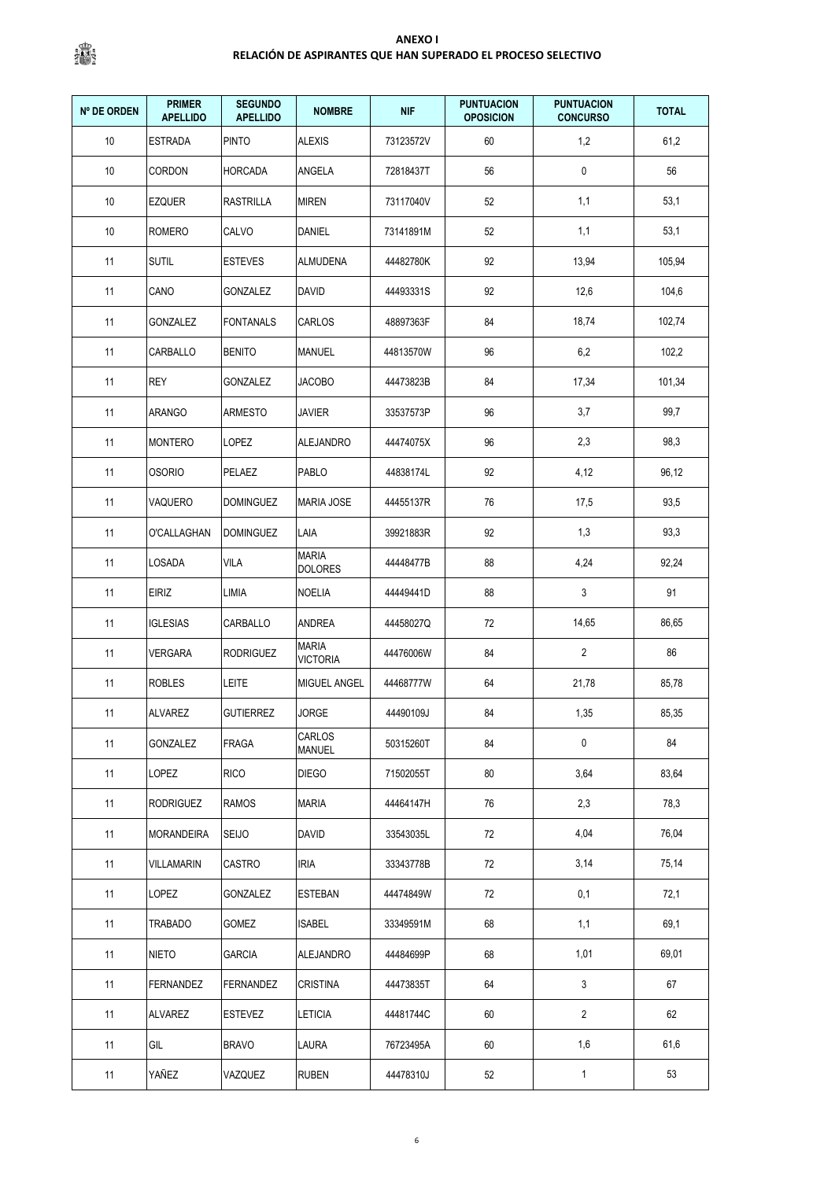**ANEXO I**

**RELACIÓN DE ASPIRANTES QUE HAN SUPERADO EL PROCESO SELECTIVO**

| Nº DE ORDEN | PRIMER APELLIDO | SEGUNDO APELLIDO | NOMBRE | NIF | PUNTUACION OPOSICION | PUNTUACION CONCURSO | TOTAL |
|---|---|---|---|---|---|---|---|
| 10 | ESTRADA | PINTO | ALEXIS | 73123572V | 60 | 1,2 | 61,2 |
| 10 | CORDON | HORCADA | ANGELA | 72818437T | 56 | 0 | 56 |
| 10 | EZQUER | RASTRILLA | MIREN | 73117040V | 52 | 1,1 | 53,1 |
| 10 | ROMERO | CALVO | DANIEL | 73141891M | 52 | 1,1 | 53,1 |
| 11 | SUTIL | ESTEVES | ALMUDENA | 44482780K | 92 | 13,94 | 105,94 |
| 11 | CANO | GONZALEZ | DAVID | 44493331S | 92 | 12,6 | 104,6 |
| 11 | GONZALEZ | FONTANALS | CARLOS | 48897363F | 84 | 18,74 | 102,74 |
| 11 | CARBALLO | BENITO | MANUEL | 44813570W | 96 | 6,2 | 102,2 |
| 11 | REY | GONZALEZ | JACOBO | 44473823B | 84 | 17,34 | 101,34 |
| 11 | ARANGO | ARMESTO | JAVIER | 33537573P | 96 | 3,7 | 99,7 |
| 11 | MONTERO | LOPEZ | ALEJANDRO | 44474075X | 96 | 2,3 | 98,3 |
| 11 | OSORIO | PELAEZ | PABLO | 44838174L | 92 | 4,12 | 96,12 |
| 11 | VAQUERO | DOMINGUEZ | MARIA JOSE | 44455137R | 76 | 17,5 | 93,5 |
| 11 | O'CALLAGHAN | DOMINGUEZ | LAIA | 39921883R | 92 | 1,3 | 93,3 |
| 11 | LOSADA | VILA | MARIA DOLORES | 44448477B | 88 | 4,24 | 92,24 |
| 11 | EIRIZ | LIMIA | NOELIA | 44449441D | 88 | 3 | 91 |
| 11 | IGLESIAS | CARBALLO | ANDREA | 44458027Q | 72 | 14,65 | 86,65 |
| 11 | VERGARA | RODRIGUEZ | MARIA VICTORIA | 44476006W | 84 | 2 | 86 |
| 11 | ROBLES | LEITE | MIGUEL ANGEL | 44468777W | 64 | 21,78 | 85,78 |
| 11 | ALVAREZ | GUTIERREZ | JORGE | 44490109J | 84 | 1,35 | 85,35 |
| 11 | GONZALEZ | FRAGA | CARLOS MANUEL | 50315260T | 84 | 0 | 84 |
| 11 | LOPEZ | RICO | DIEGO | 71502055T | 80 | 3,64 | 83,64 |
| 11 | RODRIGUEZ | RAMOS | MARIA | 44464147H | 76 | 2,3 | 78,3 |
| 11 | MORANDEIRA | SEIJO | DAVID | 33543035L | 72 | 4,04 | 76,04 |
| 11 | VILLAMARIN | CASTRO | IRIA | 33343778B | 72 | 3,14 | 75,14 |
| 11 | LOPEZ | GONZALEZ | ESTEBAN | 44474849W | 72 | 0,1 | 72,1 |
| 11 | TRABADO | GOMEZ | ISABEL | 33349591M | 68 | 1,1 | 69,1 |
| 11 | NIETO | GARCIA | ALEJANDRO | 44484699P | 68 | 1,01 | 69,01 |
| 11 | FERNANDEZ | FERNANDEZ | CRISTINA | 44473835T | 64 | 3 | 67 |
| 11 | ALVAREZ | ESTEVEZ | LETICIA | 44481744C | 60 | 2 | 62 |
| 11 | GIL | BRAVO | LAURA | 76723495A | 60 | 1,6 | 61,6 |
| 11 | YAÑEZ | VAZQUEZ | RUBEN | 44478310J | 52 | 1 | 53 |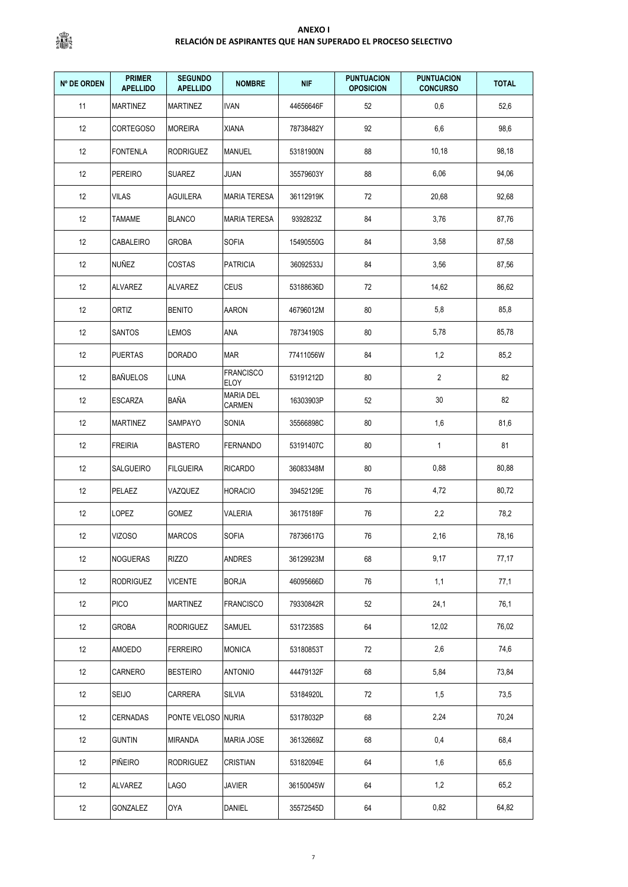**ANEXO I**
**RELACIÓN DE ASPIRANTES QUE HAN SUPERADO EL PROCESO SELECTIVO**

| Nº DE ORDEN | PRIMER APELLIDO | SEGUNDO APELLIDO | NOMBRE | NIF | PUNTUACION OPOSICION | PUNTUACION CONCURSO | TOTAL |
|---|---|---|---|---|---|---|---|
| 11 | MARTINEZ | MARTINEZ | IVAN | 44656646F | 52 | 0,6 | 52,6 |
| 12 | CORTEGOSO | MOREIRA | XIANA | 78738482Y | 92 | 6,6 | 98,6 |
| 12 | FONTENLA | RODRIGUEZ | MANUEL | 53181900N | 88 | 10,18 | 98,18 |
| 12 | PEREIRO | SUAREZ | JUAN | 35579603Y | 88 | 6,06 | 94,06 |
| 12 | VILAS | AGUILERA | MARIA TERESA | 36112919K | 72 | 20,68 | 92,68 |
| 12 | TAMAME | BLANCO | MARIA TERESA | 9392823Z | 84 | 3,76 | 87,76 |
| 12 | CABALEIRO | GROBA | SOFIA | 15490550G | 84 | 3,58 | 87,58 |
| 12 | NUÑEZ | COSTAS | PATRICIA | 36092533J | 84 | 3,56 | 87,56 |
| 12 | ALVAREZ | ALVAREZ | CEUS | 53188636D | 72 | 14,62 | 86,62 |
| 12 | ORTIZ | BENITO | AARON | 46796012M | 80 | 5,8 | 85,8 |
| 12 | SANTOS | LEMOS | ANA | 78734190S | 80 | 5,78 | 85,78 |
| 12 | PUERTAS | DORADO | MAR | 77411056W | 84 | 1,2 | 85,2 |
| 12 | BAÑUELOS | LUNA | FRANCISCO ELOY | 53191212D | 80 | 2 | 82 |
| 12 | ESCARZA | BAÑA | MARIA DEL CARMEN | 16303903P | 52 | 30 | 82 |
| 12 | MARTINEZ | SAMPAYO | SONIA | 35566898C | 80 | 1,6 | 81,6 |
| 12 | FREIRIA | BASTERO | FERNANDO | 53191407C | 80 | 1 | 81 |
| 12 | SALGUEIRO | FILGUEIRA | RICARDO | 36083348M | 80 | 0,88 | 80,88 |
| 12 | PELAEZ | VAZQUEZ | HORACIO | 39452129E | 76 | 4,72 | 80,72 |
| 12 | LOPEZ | GOMEZ | VALERIA | 36175189F | 76 | 2,2 | 78,2 |
| 12 | VIZOSO | MARCOS | SOFIA | 78736617G | 76 | 2,16 | 78,16 |
| 12 | NOGUERAS | RIZZO | ANDRES | 36129923M | 68 | 9,17 | 77,17 |
| 12 | RODRIGUEZ | VICENTE | BORJA | 46095666D | 76 | 1,1 | 77,1 |
| 12 | PICO | MARTINEZ | FRANCISCO | 79330842R | 52 | 24,1 | 76,1 |
| 12 | GROBA | RODRIGUEZ | SAMUEL | 53172358S | 64 | 12,02 | 76,02 |
| 12 | AMOEDO | FERREIRO | MONICA | 53180853T | 72 | 2,6 | 74,6 |
| 12 | CARNERO | BESTEIRO | ANTONIO | 44479132F | 68 | 5,84 | 73,84 |
| 12 | SEIJO | CARRERA | SILVIA | 53184920L | 72 | 1,5 | 73,5 |
| 12 | CERNADAS | PONTE VELOSO | NURIA | 53178032P | 68 | 2,24 | 70,24 |
| 12 | GUNTIN | MIRANDA | MARIA JOSE | 36132669Z | 68 | 0,4 | 68,4 |
| 12 | PIÑEIRO | RODRIGUEZ | CRISTIAN | 53182094E | 64 | 1,6 | 65,6 |
| 12 | ALVAREZ | LAGO | JAVIER | 36150045W | 64 | 1,2 | 65,2 |
| 12 | GONZALEZ | OYA | DANIEL | 35572545D | 64 | 0,82 | 64,82 |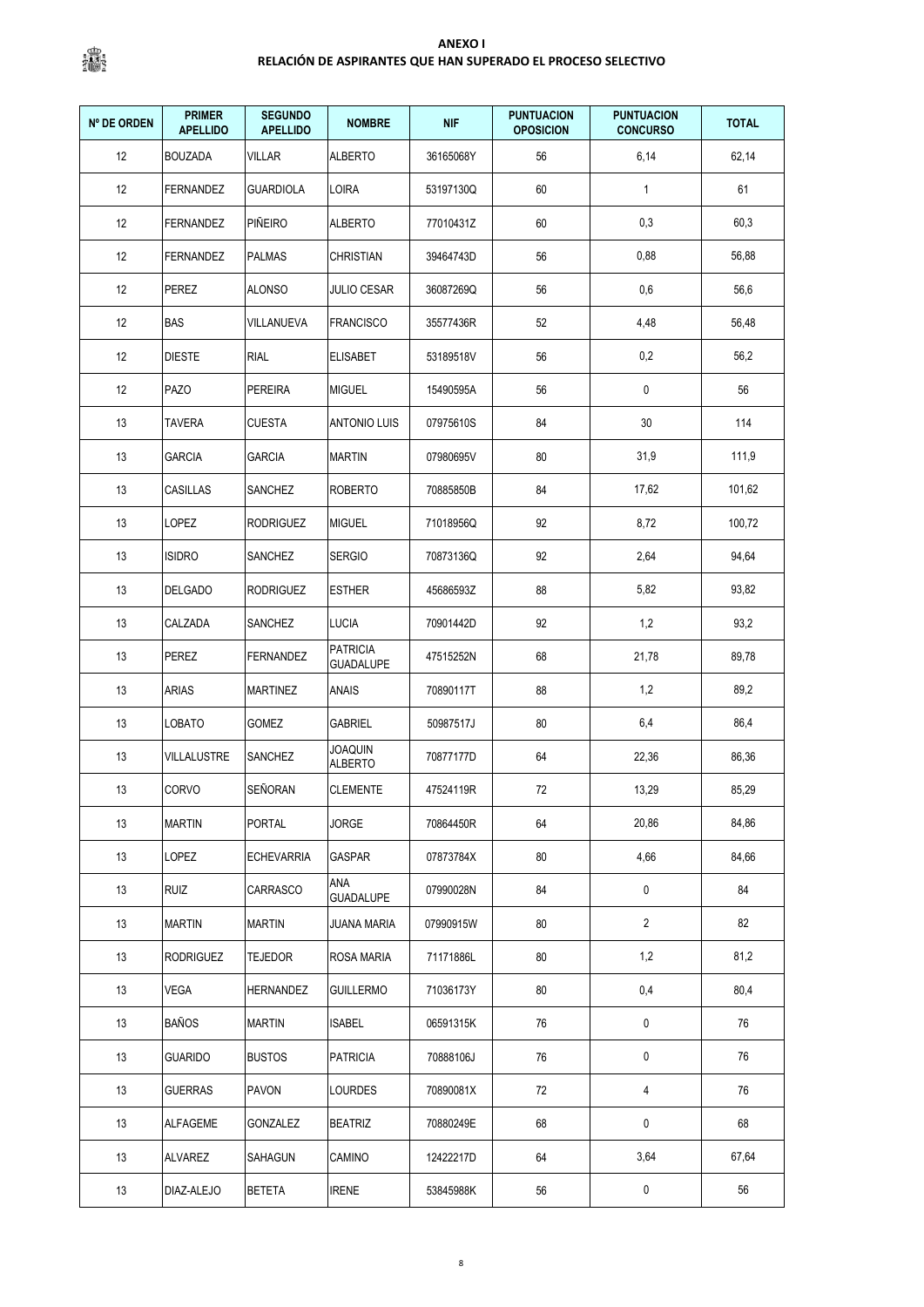**ANEXO I**

**RELACIÓN DE ASPIRANTES QUE HAN SUPERADO EL PROCESO SELECTIVO**

| Nº DE ORDEN | PRIMER APELLIDO | SEGUNDO APELLIDO | NOMBRE | NIF | PUNTUACION OPOSICION | PUNTUACION CONCURSO | TOTAL |
|---|---|---|---|---|---|---|---|
| 12 | BOUZADA | VILLAR | ALBERTO | 36165068Y | 56 | 6,14 | 62,14 |
| 12 | FERNANDEZ | GUARDIOLA | LOIRA | 53197130Q | 60 | 1 | 61 |
| 12 | FERNANDEZ | PIÑEIRO | ALBERTO | 77010431Z | 60 | 0,3 | 60,3 |
| 12 | FERNANDEZ | PALMAS | CHRISTIAN | 39464743D | 56 | 0,88 | 56,88 |
| 12 | PEREZ | ALONSO | JULIO CESAR | 36087269Q | 56 | 0,6 | 56,6 |
| 12 | BAS | VILLANUEVA | FRANCISCO | 35577436R | 52 | 4,48 | 56,48 |
| 12 | DIESTE | RIAL | ELISABET | 53189518V | 56 | 0,2 | 56,2 |
| 12 | PAZO | PEREIRA | MIGUEL | 15490595A | 56 | 0 | 56 |
| 13 | TAVERA | CUESTA | ANTONIO LUIS | 07975610S | 84 | 30 | 114 |
| 13 | GARCIA | GARCIA | MARTIN | 07980695V | 80 | 31,9 | 111,9 |
| 13 | CASILLAS | SANCHEZ | ROBERTO | 70885850B | 84 | 17,62 | 101,62 |
| 13 | LOPEZ | RODRIGUEZ | MIGUEL | 71018956Q | 92 | 8,72 | 100,72 |
| 13 | ISIDRO | SANCHEZ | SERGIO | 70873136Q | 92 | 2,64 | 94,64 |
| 13 | DELGADO | RODRIGUEZ | ESTHER | 45686593Z | 88 | 5,82 | 93,82 |
| 13 | CALZADA | SANCHEZ | LUCIA | 70901442D | 92 | 1,2 | 93,2 |
| 13 | PEREZ | FERNANDEZ | PATRICIA GUADALUPE | 47515252N | 68 | 21,78 | 89,78 |
| 13 | ARIAS | MARTINEZ | ANAIS | 70890117T | 88 | 1,2 | 89,2 |
| 13 | LOBATO | GOMEZ | GABRIEL | 50987517J | 80 | 6,4 | 86,4 |
| 13 | VILLALUSTRE | SANCHEZ | JOAQUIN ALBERTO | 70877177D | 64 | 22,36 | 86,36 |
| 13 | CORVO | SEÑORAN | CLEMENTE | 47524119R | 72 | 13,29 | 85,29 |
| 13 | MARTIN | PORTAL | JORGE | 70864450R | 64 | 20,86 | 84,86 |
| 13 | LOPEZ | ECHEVARRIA | GASPAR | 07873784X | 80 | 4,66 | 84,66 |
| 13 | RUIZ | CARRASCO | ANA GUADALUPE | 07990028N | 84 | 0 | 84 |
| 13 | MARTIN | MARTIN | JUANA MARIA | 07990915W | 80 | 2 | 82 |
| 13 | RODRIGUEZ | TEJEDOR | ROSA MARIA | 71171886L | 80 | 1,2 | 81,2 |
| 13 | VEGA | HERNANDEZ | GUILLERMO | 71036173Y | 80 | 0,4 | 80,4 |
| 13 | BAÑOS | MARTIN | ISABEL | 06591315K | 76 | 0 | 76 |
| 13 | GUARIDO | BUSTOS | PATRICIA | 70888106J | 76 | 0 | 76 |
| 13 | GUERRAS | PAVON | LOURDES | 70890081X | 72 | 4 | 76 |
| 13 | ALFAGEME | GONZALEZ | BEATRIZ | 70880249E | 68 | 0 | 68 |
| 13 | ALVAREZ | SAHAGUN | CAMINO | 12422217D | 64 | 3,64 | 67,64 |
| 13 | DIAZ-ALEJO | BETETA | IRENE | 53845988K | 56 | 0 | 56 |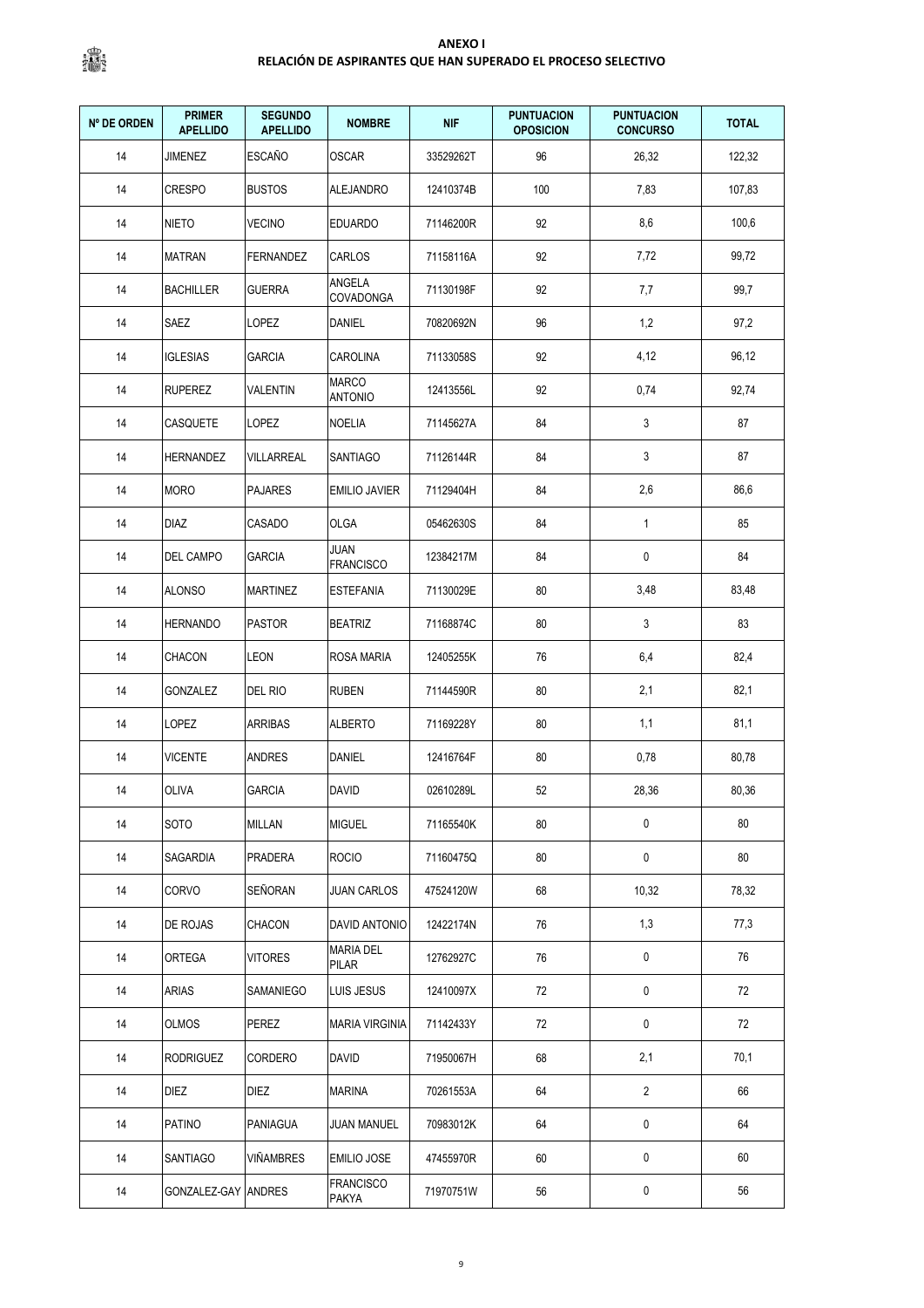**ANEXO I**

**RELACIÓN DE ASPIRANTES QUE HAN SUPERADO EL PROCESO SELECTIVO**

| Nº DE ORDEN | PRIMER APELLIDO | SEGUNDO APELLIDO | NOMBRE | NIF | PUNTUACION OPOSICION | PUNTUACION CONCURSO | TOTAL |
|---|---|---|---|---|---|---|---|
| 14 | JIMENEZ | ESCAÑO | OSCAR | 33529262T | 96 | 26,32 | 122,32 |
| 14 | CRESPO | BUSTOS | ALEJANDRO | 12410374B | 100 | 7,83 | 107,83 |
| 14 | NIETO | VECINO | EDUARDO | 71146200R | 92 | 8,6 | 100,6 |
| 14 | MATRAN | FERNANDEZ | CARLOS | 71158116A | 92 | 7,72 | 99,72 |
| 14 | BACHILLER | GUERRA | ANGELA COVADONGA | 71130198F | 92 | 7,7 | 99,7 |
| 14 | SAEZ | LOPEZ | DANIEL | 70820692N | 96 | 1,2 | 97,2 |
| 14 | IGLESIAS | GARCIA | CAROLINA | 71133058S | 92 | 4,12 | 96,12 |
| 14 | RUPEREZ | VALENTIN | MARCO ANTONIO | 12413556L | 92 | 0,74 | 92,74 |
| 14 | CASQUETE | LOPEZ | NOELIA | 71145627A | 84 | 3 | 87 |
| 14 | HERNANDEZ | VILLARREAL | SANTIAGO | 71126144R | 84 | 3 | 87 |
| 14 | MORO | PAJARES | EMILIO JAVIER | 71129404H | 84 | 2,6 | 86,6 |
| 14 | DIAZ | CASADO | OLGA | 05462630S | 84 | 1 | 85 |
| 14 | DEL CAMPO | GARCIA | JUAN FRANCISCO | 12384217M | 84 | 0 | 84 |
| 14 | ALONSO | MARTINEZ | ESTEFANIA | 71130029E | 80 | 3,48 | 83,48 |
| 14 | HERNANDO | PASTOR | BEATRIZ | 71168874C | 80 | 3 | 83 |
| 14 | CHACON | LEON | ROSA MARIA | 12405255K | 76 | 6,4 | 82,4 |
| 14 | GONZALEZ | DEL RIO | RUBEN | 71144590R | 80 | 2,1 | 82,1 |
| 14 | LOPEZ | ARRIBAS | ALBERTO | 71169228Y | 80 | 1,1 | 81,1 |
| 14 | VICENTE | ANDRES | DANIEL | 12416764F | 80 | 0,78 | 80,78 |
| 14 | OLIVA | GARCIA | DAVID | 02610289L | 52 | 28,36 | 80,36 |
| 14 | SOTO | MILLAN | MIGUEL | 71165540K | 80 | 0 | 80 |
| 14 | SAGARDIA | PRADERA | ROCIO | 71160475Q | 80 | 0 | 80 |
| 14 | CORVO | SEÑORAN | JUAN CARLOS | 47524120W | 68 | 10,32 | 78,32 |
| 14 | DE ROJAS | CHACON | DAVID ANTONIO | 12422174N | 76 | 1,3 | 77,3 |
| 14 | ORTEGA | VITORES | MARIA DEL PILAR | 12762927C | 76 | 0 | 76 |
| 14 | ARIAS | SAMANIEGO | LUIS JESUS | 12410097X | 72 | 0 | 72 |
| 14 | OLMOS | PEREZ | MARIA VIRGINIA | 71142433Y | 72 | 0 | 72 |
| 14 | RODRIGUEZ | CORDERO | DAVID | 71950067H | 68 | 2,1 | 70,1 |
| 14 | DIEZ | DIEZ | MARINA | 70261553A | 64 | 2 | 66 |
| 14 | PATINO | PANIAGUA | JUAN MANUEL | 70983012K | 64 | 0 | 64 |
| 14 | SANTIAGO | VIÑAMBRES | EMILIO JOSE | 47455970R | 60 | 0 | 60 |
| 14 | GONZALEZ-GAY | ANDRES | FRANCISCO PAKYA | 71970751W | 56 | 0 | 56 |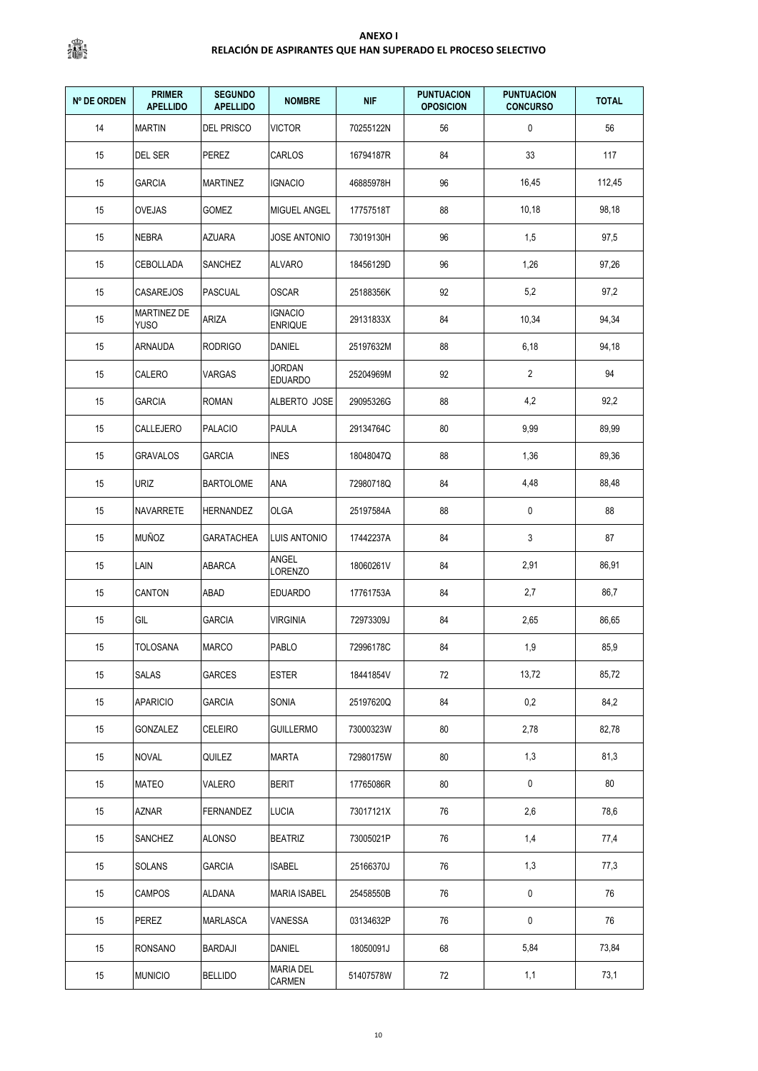**ANEXO I**
**RELACIÓN DE ASPIRANTES QUE HAN SUPERADO EL PROCESO SELECTIVO**

| Nº DE ORDEN | PRIMER APELLIDO | SEGUNDO APELLIDO | NOMBRE | NIF | PUNTUACION OPOSICION | PUNTUACION CONCURSO | TOTAL |
|---|---|---|---|---|---|---|---|
| 14 | MARTIN | DEL PRISCO | VICTOR | 70255122N | 56 | 0 | 56 |
| 15 | DEL SER | PEREZ | CARLOS | 16794187R | 84 | 33 | 117 |
| 15 | GARCIA | MARTINEZ | IGNACIO | 46885978H | 96 | 16,45 | 112,45 |
| 15 | OVEJAS | GOMEZ | MIGUEL ANGEL | 17757518T | 88 | 10,18 | 98,18 |
| 15 | NEBRA | AZUARA | JOSE ANTONIO | 73019130H | 96 | 1,5 | 97,5 |
| 15 | CEBOLLADA | SANCHEZ | ALVARO | 18456129D | 96 | 1,26 | 97,26 |
| 15 | CASAREJOS | PASCUAL | OSCAR | 25188356K | 92 | 5,2 | 97,2 |
| 15 | MARTINEZ DE YUSO | ARIZA | IGNACIO ENRIQUE | 29131833X | 84 | 10,34 | 94,34 |
| 15 | ARNAUDA | RODRIGO | DANIEL | 25197632M | 88 | 6,18 | 94,18 |
| 15 | CALERO | VARGAS | JORDAN EDUARDO | 25204969M | 92 | 2 | 94 |
| 15 | GARCIA | ROMAN | ALBERTO JOSE | 29095326G | 88 | 4,2 | 92,2 |
| 15 | CALLEJERO | PALACIO | PAULA | 29134764C | 80 | 9,99 | 89,99 |
| 15 | GRAVALOS | GARCIA | INES | 18048047Q | 88 | 1,36 | 89,36 |
| 15 | URIZ | BARTOLOME | ANA | 72980718Q | 84 | 4,48 | 88,48 |
| 15 | NAVARRETE | HERNANDEZ | OLGA | 25197584A | 88 | 0 | 88 |
| 15 | MUÑOZ | GARATACHEA | LUIS ANTONIO | 17442237A | 84 | 3 | 87 |
| 15 | LAIN | ABARCA | ANGEL LORENZO | 18060261V | 84 | 2,91 | 86,91 |
| 15 | CANTON | ABAD | EDUARDO | 17761753A | 84 | 2,7 | 86,7 |
| 15 | GIL | GARCIA | VIRGINIA | 72973309J | 84 | 2,65 | 86,65 |
| 15 | TOLOSANA | MARCO | PABLO | 72996178C | 84 | 1,9 | 85,9 |
| 15 | SALAS | GARCES | ESTER | 18441854V | 72 | 13,72 | 85,72 |
| 15 | APARICIO | GARCIA | SONIA | 25197620Q | 84 | 0,2 | 84,2 |
| 15 | GONZALEZ | CELEIRO | GUILLERMO | 73000323W | 80 | 2,78 | 82,78 |
| 15 | NOVAL | QUILEZ | MARTA | 72980175W | 80 | 1,3 | 81,3 |
| 15 | MATEO | VALERO | BERIT | 17765086R | 80 | 0 | 80 |
| 15 | AZNAR | FERNANDEZ | LUCIA | 73017121X | 76 | 2,6 | 78,6 |
| 15 | SANCHEZ | ALONSO | BEATRIZ | 73005021P | 76 | 1,4 | 77,4 |
| 15 | SOLANS | GARCIA | ISABEL | 25166370J | 76 | 1,3 | 77,3 |
| 15 | CAMPOS | ALDANA | MARIA ISABEL | 25458550B | 76 | 0 | 76 |
| 15 | PEREZ | MARLASCA | VANESSA | 03134632P | 76 | 0 | 76 |
| 15 | RONSANO | BARDAJI | DANIEL | 18050091J | 68 | 5,84 | 73,84 |
| 15 | MUNICIO | BELLIDO | MARIA DEL CARMEN | 51407578W | 72 | 1,1 | 73,1 |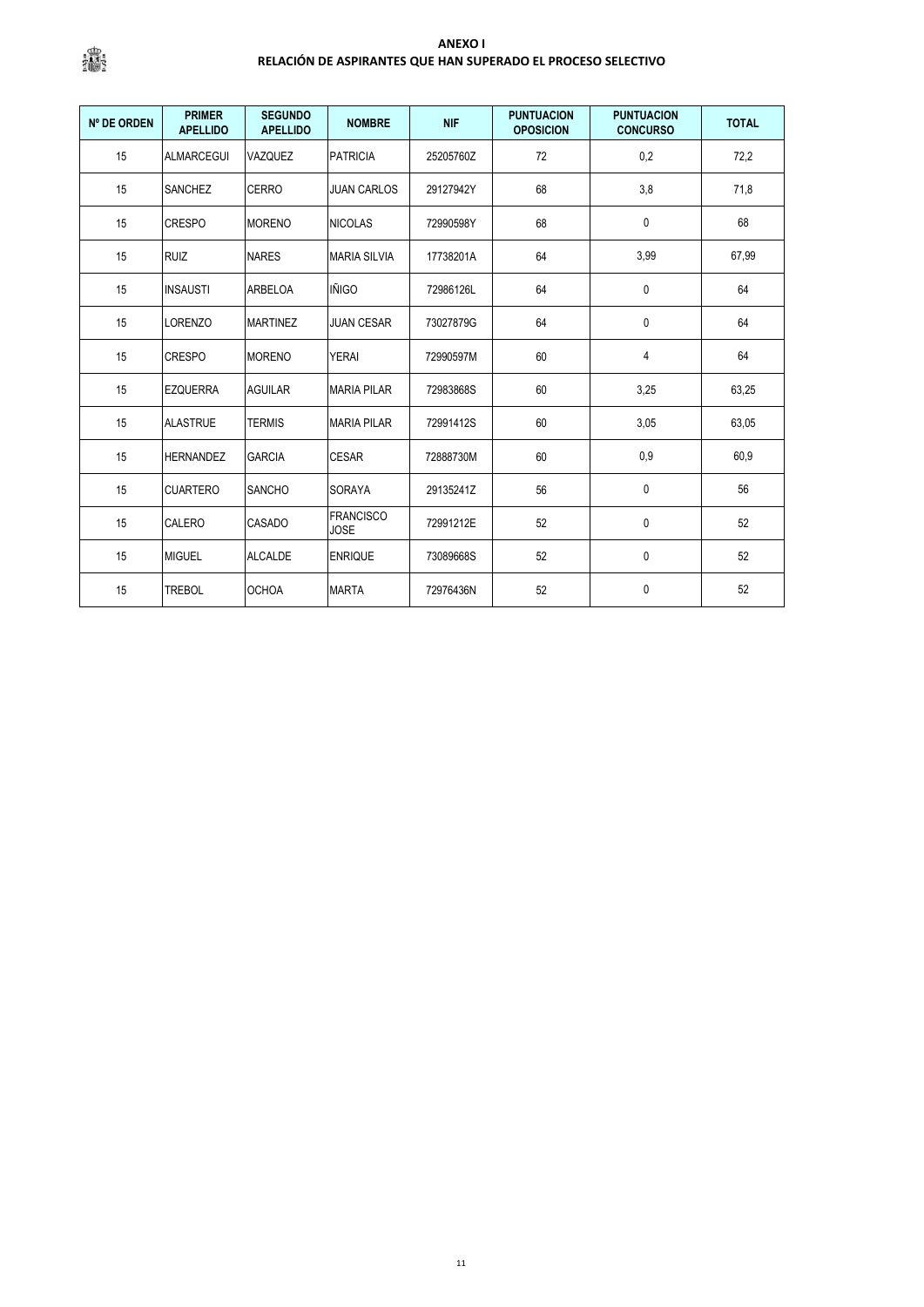**ANEXO I**

**RELACIÓN DE ASPIRANTES QUE HAN SUPERADO EL PROCESO SELECTIVO**

| Nº DE ORDEN | PRIMER APELLIDO | SEGUNDO APELLIDO | NOMBRE | NIF | PUNTUACION OPOSICION | PUNTUACION CONCURSO | TOTAL |
|---|---|---|---|---|---|---|---|
| 15 | ALMARCEGUI | VAZQUEZ | PATRICIA | 25205760Z | 72 | 0,2 | 72,2 |
| 15 | SANCHEZ | CERRO | JUAN CARLOS | 29127942Y | 68 | 3,8 | 71,8 |
| 15 | CRESPO | MORENO | NICOLAS | 72990598Y | 68 | 0 | 68 |
| 15 | RUIZ | NARES | MARIA SILVIA | 17738201A | 64 | 3,99 | 67,99 |
| 15 | INSAUSTI | ARBELOA | IÑIGO | 72986126L | 64 | 0 | 64 |
| 15 | LORENZO | MARTINEZ | JUAN CESAR | 73027879G | 64 | 0 | 64 |
| 15 | CRESPO | MORENO | YERAI | 72990597M | 60 | 4 | 64 |
| 15 | EZQUERRA | AGUILAR | MARIA PILAR | 72983868S | 60 | 3,25 | 63,25 |
| 15 | ALASTRUE | TERMIS | MARIA PILAR | 72991412S | 60 | 3,05 | 63,05 |
| 15 | HERNANDEZ | GARCIA | CESAR | 72888730M | 60 | 0,9 | 60,9 |
| 15 | CUARTERO | SANCHO | SORAYA | 29135241Z | 56 | 0 | 56 |
| 15 | CALERO | CASADO | FRANCISCO JOSE | 72991212E | 52 | 0 | 52 |
| 15 | MIGUEL | ALCALDE | ENRIQUE | 73089668S | 52 | 0 | 52 |
| 15 | TREBOL | OCHOA | MARTA | 72976436N | 52 | 0 | 52 |